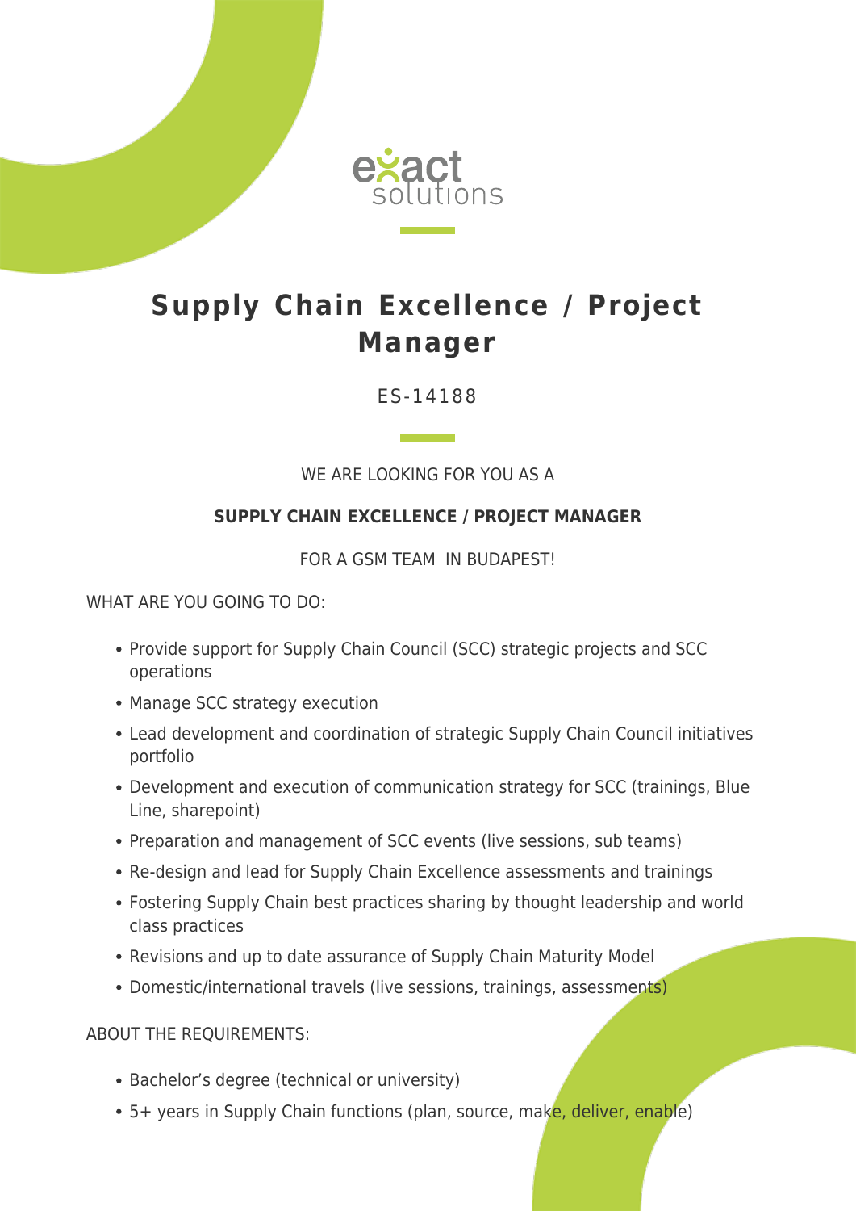# Supply Chain Excellence / Project Manager

ES-14188

WE ARE LOOKING FOR YOU AS A

**SUPPLY CHAIN EXCELLENCE / PROJECT MANAGER**

FOR A GSM TEAM IN BUDAPEST!

WHAT ARE YOU GOING TO DO:

- Provide support for Supply Chain Council (SCC) strategic projects and SCC operations
- Manage SCC strategy execution
- Lead development and coordination of strategic Supply Chain Council initiatives portfolio
- Development and execution of communication strategy for SCC (trainings, Blue Line, sharepoint)
- Preparation and management of SCC events (live sessions, sub teams)
- Re-design and lead for Supply Chain Excellence assessments and trainings
- Fostering Supply Chain best practices sharing by thought leadership and world class practices
- Revisions and up to date assurance of Supply Chain Maturity Model
- Domestic/international travels (live sessions, trainings, assessments)

ABOUT THE REQUIREMENTS:

- Bachelor's degree (technical or university)
- 5+ years in Supply Chain functions (plan, source, make, deliver, enable)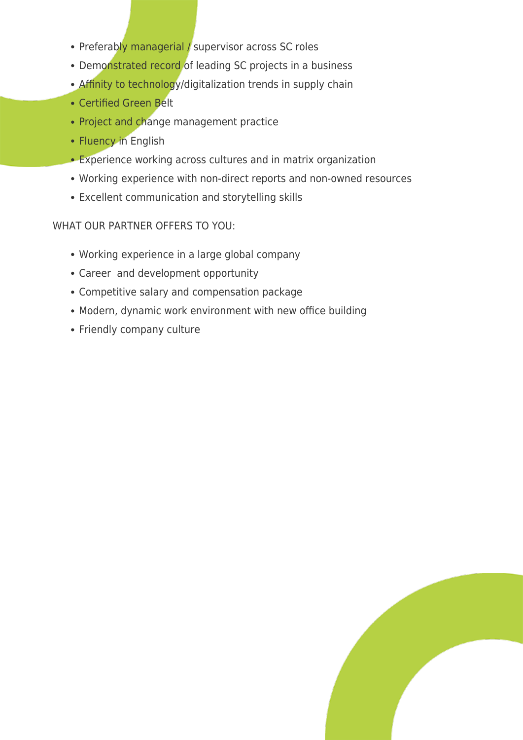- Preferably managerial / supervisor across SC roles
- Demonstrated record of leading SC projects in a business
- Affinity to technology/digitalization trends in supply chain
- Certified Green Belt
- Project and change management practice
- Fluency in English
- Experience working across cultures and in matrix organization
- Working experience with non-direct reports and non-owned resources
- Excellent communication and storytelling skills

WHAT OUR PARTNER OFFERS TO YOU:

- Working experience in a large global company
- Career  and development opportunity
- Competitive salary and compensation package
- Modern, dynamic work environment with new office building
- Friendly company culture